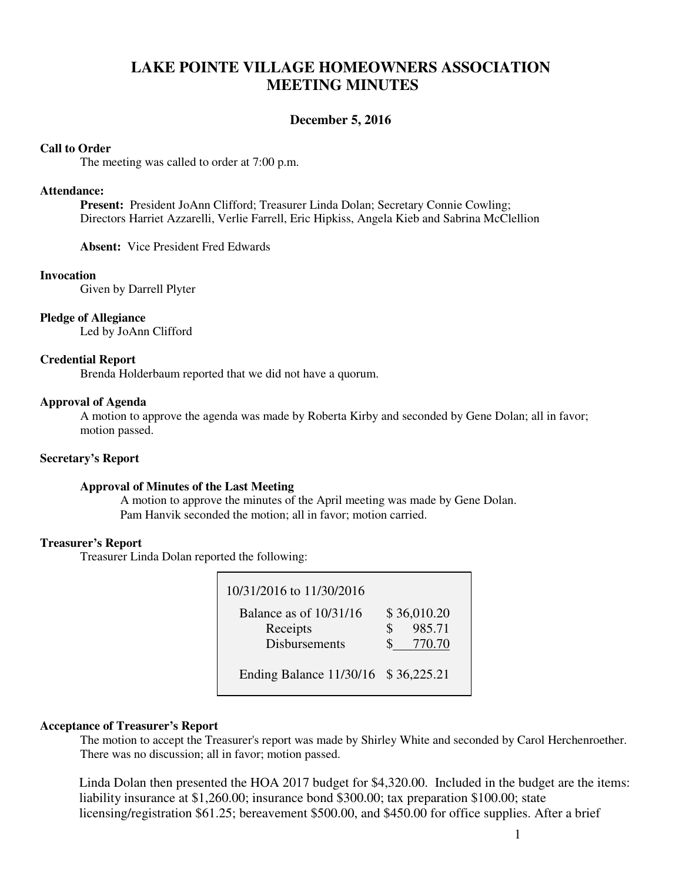# LAKE POINTE VILLAGE HOMEOWNERS ASSOCIATION MEETING MINUTES

**December 5, 2016**

**Call to Order**

The meeting was called to order at 7:00 p.m.

**Attendance:**

**Present:** President JoAnn Clifford; Treasurer Linda Dolan; Secretary Connie Cowling; Directors Harriet Azzarelli, Verlie Farrell, Eric Hipkiss, Angela Kieb and Sabrina McClellion

**Absent:** Vice President Fred Edwards

**Invocation**

Given by Darrell Plyter

**Pledge of Allegiance**

Led by JoAnn Clifford

**Credential Report**

Brenda Holderbaum reported that we did not have a quorum.

**Approval of Agenda**

A motion to approve the agenda was made by Roberta Kirby and seconded by Gene Dolan; all in favor; motion passed.

**Secretary's Report**

**Approval of Minutes of the Last Meeting**

A motion to approve the minutes of the April meeting was made by Gene Dolan. Pam Hanvik seconded the motion; all in favor; motion carried.

**Treasurer's Report**

Treasurer Linda Dolan reported the following:

| 10/31/2016 to 11/30/2016 | |
|---|---|
| Balance as of 10/31/16 | $ 36,010.20 |
| Receipts | $ 985.71 |
| Disbursements | $ 770.70 |
| Ending Balance 11/30/16 | $ 36,225.21 |

**Acceptance of Treasurer's Report**

The motion to accept the Treasurer's report was made by Shirley White and seconded by Carol Herchenroether. There was no discussion; all in favor; motion passed.

Linda Dolan then presented the HOA 2017 budget for $4,320.00. Included in the budget are the items: liability insurance at $1,260.00; insurance bond $300.00; tax preparation $100.00; state licensing/registration $61.25; bereavement $500.00, and $450.00 for office supplies. After a brief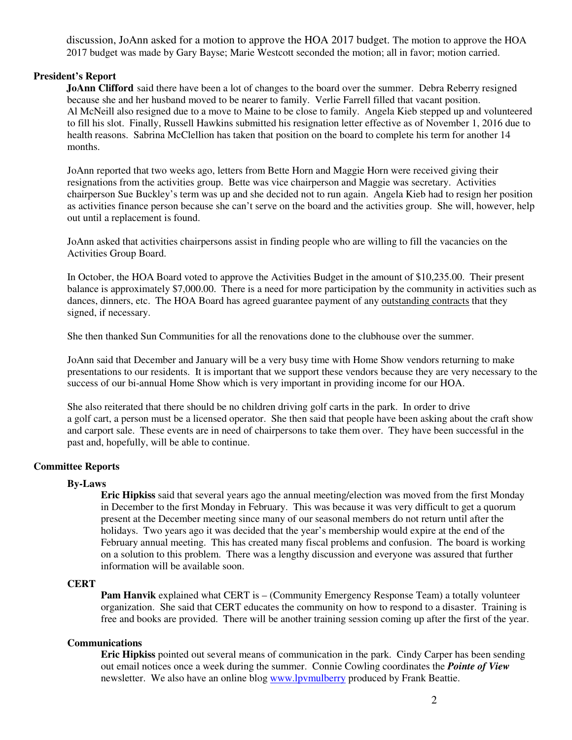discussion, JoAnn asked for a motion to approve the HOA 2017 budget. The motion to approve the HOA 2017 budget was made by Gary Bayse; Marie Westcott seconded the motion; all in favor; motion carried.

**President's Report**

**JoAnn Clifford** said there have been a lot of changes to the board over the summer. Debra Reberry resigned because she and her husband moved to be nearer to family. Verlie Farrell filled that vacant position. Al McNeill also resigned due to a move to Maine to be close to family. Angela Kieb stepped up and volunteered to fill his slot. Finally, Russell Hawkins submitted his resignation letter effective as of November 1, 2016 due to health reasons. Sabrina McClellion has taken that position on the board to complete his term for another 14 months.

JoAnn reported that two weeks ago, letters from Bette Horn and Maggie Horn were received giving their resignations from the activities group. Bette was vice chairperson and Maggie was secretary. Activities chairperson Sue Buckley's term was up and she decided not to run again. Angela Kieb had to resign her position as activities finance person because she can't serve on the board and the activities group. She will, however, help out until a replacement is found.

JoAnn asked that activities chairpersons assist in finding people who are willing to fill the vacancies on the Activities Group Board.

In October, the HOA Board voted to approve the Activities Budget in the amount of $10,235.00. Their present balance is approximately $7,000.00. There is a need for more participation by the community in activities such as dances, dinners, etc. The HOA Board has agreed guarantee payment of any outstanding contracts that they signed, if necessary.

She then thanked Sun Communities for all the renovations done to the clubhouse over the summer.

JoAnn said that December and January will be a very busy time with Home Show vendors returning to make presentations to our residents. It is important that we support these vendors because they are very necessary to the success of our bi-annual Home Show which is very important in providing income for our HOA.

She also reiterated that there should be no children driving golf carts in the park. In order to drive a golf cart, a person must be a licensed operator. She then said that people have been asking about the craft show and carport sale. These events are in need of chairpersons to take them over. They have been successful in the past and, hopefully, will be able to continue.

**Committee Reports**

**By-Laws**

**Eric Hipkiss** said that several years ago the annual meeting/election was moved from the first Monday in December to the first Monday in February. This was because it was very difficult to get a quorum present at the December meeting since many of our seasonal members do not return until after the holidays. Two years ago it was decided that the year's membership would expire at the end of the February annual meeting. This has created many fiscal problems and confusion. The board is working on a solution to this problem. There was a lengthy discussion and everyone was assured that further information will be available soon.

**CERT**

**Pam Hanvik** explained what CERT is – (Community Emergency Response Team) a totally volunteer organization. She said that CERT educates the community on how to respond to a disaster. Training is free and books are provided. There will be another training session coming up after the first of the year.

**Communications**

**Eric Hipkiss** pointed out several means of communication in the park. Cindy Carper has been sending out email notices once a week during the summer. Connie Cowling coordinates the ***Pointe of View*** newsletter. We also have an online blog www.lpvmulberry produced by Frank Beattie.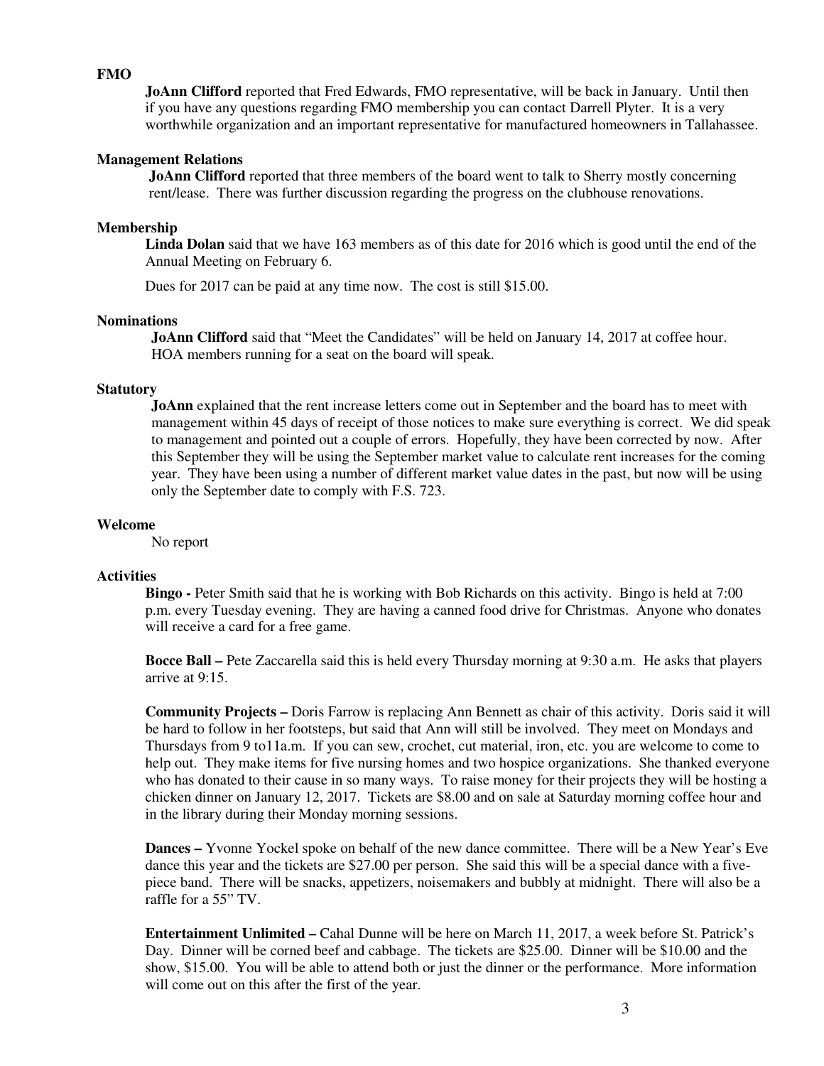## FMO

**JoAnn Clifford** reported that Fred Edwards, FMO representative, will be back in January. Until then if you have any questions regarding FMO membership you can contact Darrell Plyter. It is a very worthwhile organization and an important representative for manufactured homeowners in Tallahassee.

## Management Relations

**JoAnn Clifford** reported that three members of the board went to talk to Sherry mostly concerning rent/lease. There was further discussion regarding the progress on the clubhouse renovations.

## Membership

**Linda Dolan** said that we have 163 members as of this date for 2016 which is good until the end of the Annual Meeting on February 6.

Dues for 2017 can be paid at any time now. The cost is still $15.00.

## Nominations

**JoAnn Clifford** said that "Meet the Candidates" will be held on January 14, 2017 at coffee hour. HOA members running for a seat on the board will speak.

## Statutory

**JoAnn** explained that the rent increase letters come out in September and the board has to meet with management within 45 days of receipt of those notices to make sure everything is correct. We did speak to management and pointed out a couple of errors. Hopefully, they have been corrected by now. After this September they will be using the September market value to calculate rent increases for the coming year. They have been using a number of different market value dates in the past, but now will be using only the September date to comply with F.S. 723.

## Welcome

No report

## Activities

**Bingo -** Peter Smith said that he is working with Bob Richards on this activity. Bingo is held at 7:00 p.m. every Tuesday evening. They are having a canned food drive for Christmas. Anyone who donates will receive a card for a free game.

**Bocce Ball –** Pete Zaccarella said this is held every Thursday morning at 9:30 a.m. He asks that players arrive at 9:15.

**Community Projects –** Doris Farrow is replacing Ann Bennett as chair of this activity. Doris said it will be hard to follow in her footsteps, but said that Ann will still be involved. They meet on Mondays and Thursdays from 9 to11a.m. If you can sew, crochet, cut material, iron, etc. you are welcome to come to help out. They make items for five nursing homes and two hospice organizations. She thanked everyone who has donated to their cause in so many ways. To raise money for their projects they will be hosting a chicken dinner on January 12, 2017. Tickets are $8.00 and on sale at Saturday morning coffee hour and in the library during their Monday morning sessions.

**Dances –** Yvonne Yockel spoke on behalf of the new dance committee. There will be a New Year's Eve dance this year and the tickets are $27.00 per person. She said this will be a special dance with a five-piece band. There will be snacks, appetizers, noisemakers and bubbly at midnight. There will also be a raffle for a 55" TV.

**Entertainment Unlimited –** Cahal Dunne will be here on March 11, 2017, a week before St. Patrick's Day. Dinner will be corned beef and cabbage. The tickets are $25.00. Dinner will be $10.00 and the show, $15.00. You will be able to attend both or just the dinner or the performance. More information will come out on this after the first of the year.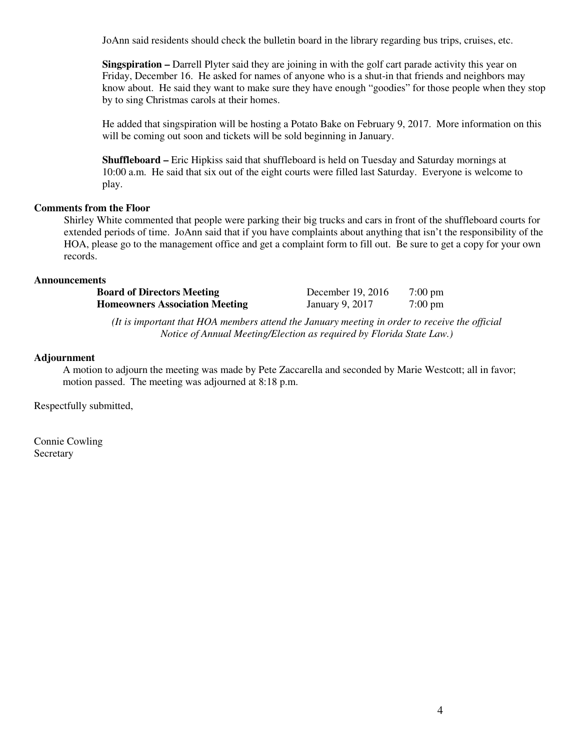JoAnn said residents should check the bulletin board in the library regarding bus trips, cruises, etc.

**Singspiration –** Darrell Plyter said they are joining in with the golf cart parade activity this year on Friday, December 16. He asked for names of anyone who is a shut-in that friends and neighbors may know about. He said they want to make sure they have enough "goodies" for those people when they stop by to sing Christmas carols at their homes.

He added that singspiration will be hosting a Potato Bake on February 9, 2017. More information on this will be coming out soon and tickets will be sold beginning in January.

**Shuffleboard –** Eric Hipkiss said that shuffleboard is held on Tuesday and Saturday mornings at 10:00 a.m. He said that six out of the eight courts were filled last Saturday. Everyone is welcome to play.

**Comments from the Floor**

Shirley White commented that people were parking their big trucks and cars in front of the shuffleboard courts for extended periods of time. JoAnn said that if you have complaints about anything that isn't the responsibility of the HOA, please go to the management office and get a complaint form to fill out. Be sure to get a copy for your own records.

**Announcements**

| | | |
|---|---|---|
| **Board of Directors Meeting** | December 19, 2016 | 7:00 pm |
| **Homeowners Association Meeting** | January 9, 2017 | 7:00 pm |

*(It is important that HOA members attend the January meeting in order to receive the official Notice of Annual Meeting/Election as required by Florida State Law.)*

**Adjournment**

A motion to adjourn the meeting was made by Pete Zaccarella and seconded by Marie Westcott; all in favor; motion passed. The meeting was adjourned at 8:18 p.m.

Respectfully submitted,

Connie Cowling
Secretary